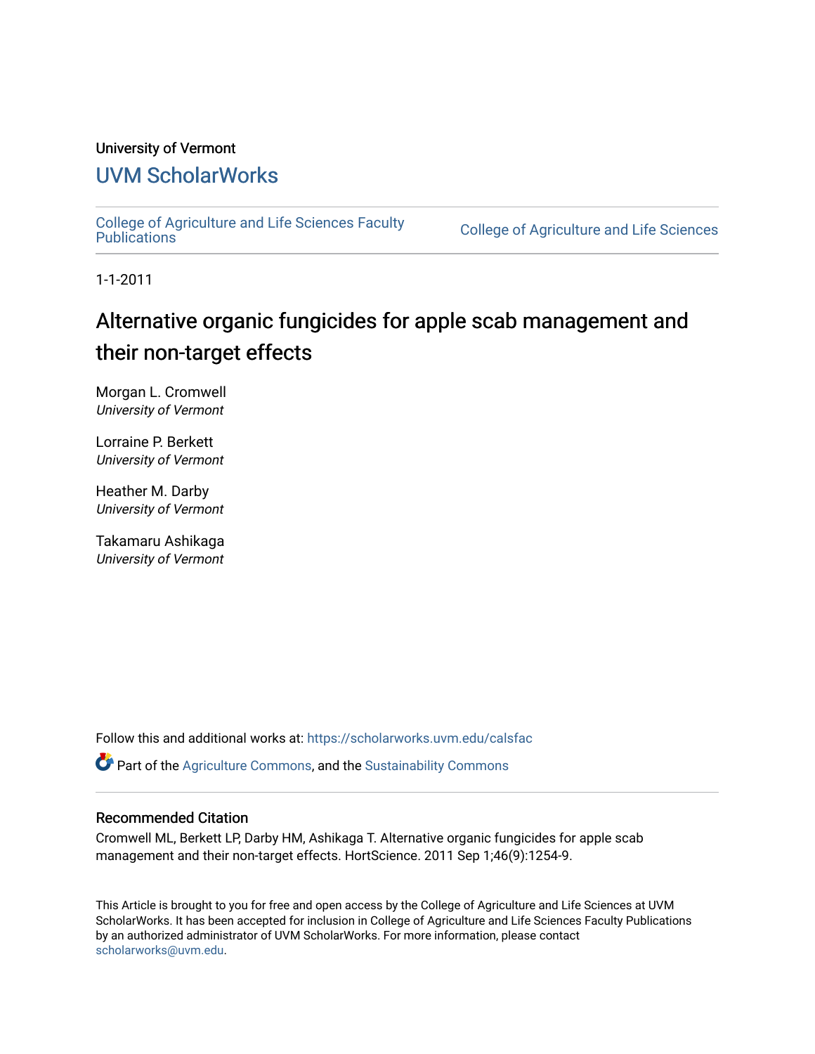University of Vermont

## UVM ScholarWorks

College of Agriculture and Life Sciences Faculty Publications | College of Agriculture and Life Sciences

1-1-2011

# Alternative organic fungicides for apple scab management and their non-target effects

Morgan L. Cromwell
*University of Vermont*

Lorraine P. Berkett
*University of Vermont*

Heather M. Darby
*University of Vermont*

Takamaru Ashikaga
*University of Vermont*

Follow this and additional works at: https://scholarworks.uvm.edu/calsfac

Part of the Agriculture Commons, and the Sustainability Commons

### Recommended Citation

Cromwell ML, Berkett LP, Darby HM, Ashikaga T. Alternative organic fungicides for apple scab management and their non-target effects. HortScience. 2011 Sep 1;46(9):1254-9.

This Article is brought to you for free and open access by the College of Agriculture and Life Sciences at UVM ScholarWorks. It has been accepted for inclusion in College of Agriculture and Life Sciences Faculty Publications by an authorized administrator of UVM ScholarWorks. For more information, please contact scholarworks@uvm.edu.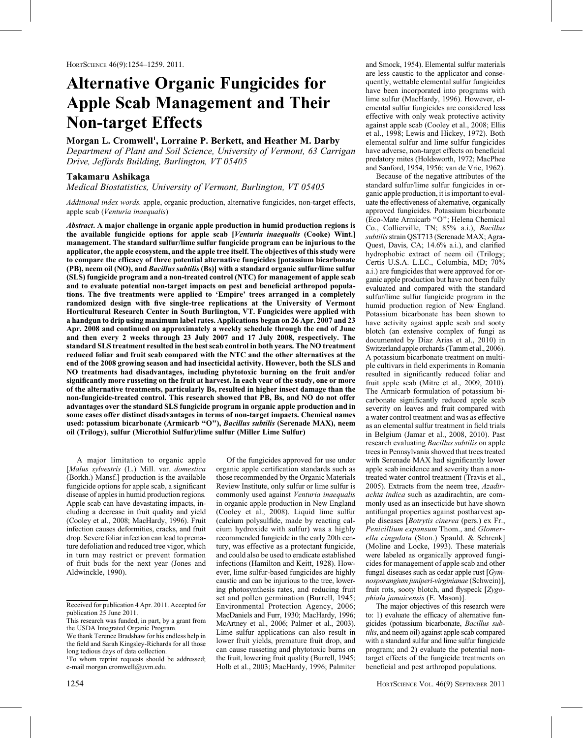# Alternative Organic Fungicides for Apple Scab Management and Their Non-target Effects

**Morgan L. Cromwell[1], Lorraine P. Berkett, and Heather M. Darby**

*Department of Plant and Soil Science, University of Vermont, 63 Carrigan Drive, Jeffords Building, Burlington, VT 05405*

**Takamaru Ashikaga**

*Medical Biostatistics, University of Vermont, Burlington, VT 05405*

*Additional index words.* apple, organic production, alternative fungicides, non-target effects, apple scab (*Venturia inaequalis*)

***Abstract*****. A major challenge in organic apple production in humid production regions is the available fungicide options for apple scab [*Venturia inaequalis* (Cooke) Wint.] management. The standard sulfur/lime sulfur fungicide program can be injurious to the applicator, the apple ecosystem, and the apple tree itself. The objectives of this study were to compare the efficacy of three potential alternative fungicides [potassium bicarbonate (PB), neem oil (NO), and *Bacillus subtilis* (Bs)] with a standard organic sulfur/lime sulfur (SLS) fungicide program and a non-treated control (NTC) for management of apple scab and to evaluate potential non-target impacts on pest and beneficial arthropod populations. The five treatments were applied to 'Empire' trees arranged in a completely randomized design with five single-tree replications at the University of Vermont Horticultural Research Center in South Burlington, VT. Fungicides were applied with a handgun to drip using maximum label rates. Applications began on 26 Apr. 2007 and 23 Apr. 2008 and continued on approximately a weekly schedule through the end of June and then every 2 weeks through 23 July 2007 and 17 July 2008, respectively. The standard SLS treatment resulted in the best scab control in both years. The NO treatment reduced foliar and fruit scab compared with the NTC and the other alternatives at the end of the 2008 growing season and had insecticidal activity. However, both the SLS and NO treatments had disadvantages, including phytotoxic burning on the fruit and/or significantly more russeting on the fruit at harvest. In each year of the study, one or more of the alternative treatments, particularly Bs, resulted in higher insect damage than the non-fungicide-treated control. This research showed that PB, Bs, and NO do not offer advantages over the standard SLS fungicide program in organic apple production and in some cases offer distinct disadvantages in terms of non-target impacts. Chemical names used: potassium bicarbonate (Armicarb "O"), *Bacillus subtilis* (Serenade MAX), neem oil (Trilogy), sulfur (Microthiol Sulfur)/lime sulfur (Miller Lime Sulfur)**

A major limitation to organic apple [*Malus sylvestris* (L.) Mill. var. *domestica* (Borkh.) Mansf.] production is the available fungicide options for apple scab, a significant disease of apples in humid production regions. Apple scab can have devastating impacts, including a decrease in fruit quality and yield (Cooley et al., 2008; MacHardy, 1996). Fruit infection causes deformities, cracks, and fruit drop. Severe foliar infection can lead to premature defoliation and reduced tree vigor, which in turn may restrict or prevent formation of fruit buds for the next year (Jones and Aldwinckle, 1990).

Of the fungicides approved for use under organic apple certification standards such as those recommended by the Organic Materials Review Institute, only sulfur or lime sulfur is commonly used against *Venturia inaequalis* in organic apple production in New England (Cooley et al., 2008). Liquid lime sulfur (calcium polysulfide, made by reacting calcium hydroxide with sulfur) was a highly recommended fungicide in the early 20th century, was effective as a protectant fungicide, and could also be used to eradicate established infections (Hamilton and Keitt, 1928). However, lime sulfur-based fungicides are highly caustic and can be injurious to the tree, lowering photosynthesis rates, and reducing fruit set and pollen germination (Burrell, 1945; Environmental Protection Agency, 2006; MacDaniels and Furr, 1930; MacHardy, 1996; McArtney et al., 2006; Palmer et al., 2003). Lime sulfur applications can also result in lower fruit yields, premature fruit drop, and can cause russeting and phytotoxic burns on the fruit, lowering fruit quality (Burrell, 1945; Holb et al., 2003; MacHardy, 1996; Palmiter and Smock, 1954). Elemental sulfur materials are less caustic to the applicator and consequently, wettable elemental sulfur fungicides have been incorporated into programs with lime sulfur (MacHardy, 1996). However, elemental sulfur fungicides are considered less effective with only weak protective activity against apple scab (Cooley et al., 2008; Ellis et al., 1998; Lewis and Hickey, 1972). Both elemental sulfur and lime sulfur fungicides have adverse, non-target effects on beneficial predatory mites (Holdsworth, 1972; MacPhee and Sanford, 1954, 1956; van de Vrie, 1962).

Because of the negative attributes of the standard sulfur/lime sulfur fungicides in organic apple production, it is important to evaluate the effectiveness of alternative, organically approved fungicides. Potassium bicarbonate (Eco-Mate Armicarb "O"; Helena Chemical Co., Collierville, TN; 85% a.i.), *Bacillus subtilis* strain QST713 (Serenade MAX; Agra-Quest, Davis, CA; 14.6% a.i.), and clarified hydrophobic extract of neem oil (Trilogy; Certis U.S.A. L.L.C., Columbia, MD; 70% a.i.) are fungicides that were approved for organic apple production but have not been fully evaluated and compared with the standard sulfur/lime sulfur fungicide program in the humid production region of New England. Potassium bicarbonate has been shown to have activity against apple scab and sooty blotch (an extensive complex of fungi as documented by Díaz Arias et al., 2010) in Switzerland apple orchards (Tamm et al., 2006). A potassium bicarbonate treatment on multiple cultivars in field experiments in Romania resulted in significantly reduced foliar and fruit apple scab (Mitre et al., 2009, 2010). The Armicarb formulation of potassium bicarbonate significantly reduced apple scab severity on leaves and fruit compared with a water control treatment and was as effective as an elemental sulfur treatment in field trials in Belgium (Jamar et al., 2008, 2010). Past research evaluating *Bacillus subtilis* on apple trees in Pennsylvania showed that trees treated with Serenade MAX had significantly lower apple scab incidence and severity than a non-treated water control treatment (Travis et al., 2005). Extracts from the neem tree, *Azadirachta indica* such as azadirachtin, are commonly used as an insecticide but have shown antifungal properties against postharvest apple diseases [*Botrytis cinerea* (pers.) ex Fr., *Penicillium expansum* Thom., and *Glomerella cingulata* (Ston.) Spauld. & Schrenk] (Moline and Locke, 1993). These materials were labeled as organically approved fungicides for management of apple scab and other fungal diseases such as cedar apple rust [*Gymnosporangium juniperi-virginianae* (Schwein)], fruit rots, sooty blotch, and flyspeck [*Zygophiala jamaicensis* (E. Mason)].

The major objectives of this research were to: 1) evaluate the efficacy of alternative fungicides (potassium bicarbonate, *Bacillus subtilis*, and neem oil) against apple scab compared with a standard sulfur and lime sulfur fungicide program; and 2) evaluate the potential non-target effects of the fungicide treatments on beneficial and pest arthropod populations.

---

Received for publication 4 Apr. 2011. Accepted for publication 25 June 2011.

This research was funded, in part, by a grant from the USDA Integrated Organic Program.

We thank Terence Bradshaw for his endless help in the field and Sarah Kingsley-Richards for all those long tedious days of data collection.

[1]To whom reprint requests should be addressed; e-mail morgan.cromwell@uvm.edu.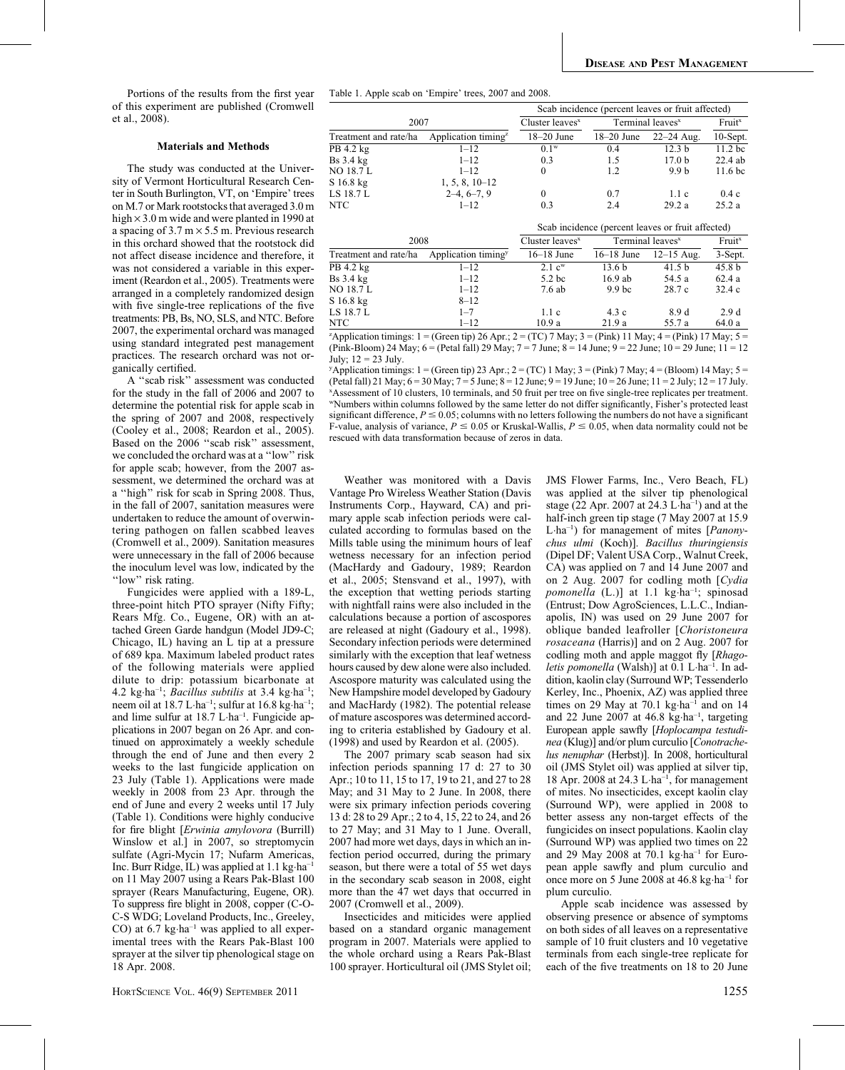Portions of the results from the first year of this experiment are published (Cromwell et al., 2008).

## Materials and Methods

The study was conducted at the University of Vermont Horticultural Research Center in South Burlington, VT, on 'Empire' trees on M.7 or Mark rootstocks that averaged 3.0 m high × 3.0 m wide and were planted in 1990 at a spacing of 3.7 m × 5.5 m. Previous research in this orchard showed that the rootstock did not affect disease incidence and therefore, it was not considered a variable in this experiment (Reardon et al., 2005). Treatments were arranged in a completely randomized design with five single-tree replications of the five treatments: PB, Bs, NO, SLS, and NTC. Before 2007, the experimental orchard was managed using standard integrated pest management practices. The research orchard was not organically certified.

A "scab risk" assessment was conducted for the study in the fall of 2006 and 2007 to determine the potential risk for apple scab in the spring of 2007 and 2008, respectively (Cooley et al., 2008; Reardon et al., 2005). Based on the 2006 "scab risk" assessment, we concluded the orchard was at a "low" risk for apple scab; however, from the 2007 assessment, we determined the orchard was at a "high" risk for scab in Spring 2008. Thus, in the fall of 2007, sanitation measures were undertaken to reduce the amount of overwintering pathogen on fallen scabbed leaves (Cromwell et al., 2009). Sanitation measures were unnecessary in the fall of 2006 because the inoculum level was low, indicated by the "low" risk rating.

Fungicides were applied with a 189-L, three-point hitch PTO sprayer (Nifty Fifty; Rears Mfg. Co., Eugene, OR) with an attached Green Garde handgun (Model JD9-C; Chicago, IL) having an L tip at a pressure of 689 kpa. Maximum labeled product rates of the following materials were applied dilute to drip: potassium bicarbonate at 4.2 kg·ha$^{-1}$; *Bacillus subtilis* at 3.4 kg·ha$^{-1}$; neem oil at 18.7 L·ha$^{-1}$; sulfur at 16.8 kg·ha$^{-1}$; and lime sulfur at 18.7 L·ha$^{-1}$. Fungicide applications in 2007 began on 26 Apr. and continued on approximately a weekly schedule through the end of June and then every 2 weeks to the last fungicide application on 23 July (Table 1). Applications were made weekly in 2008 from 23 Apr. through the end of June and every 2 weeks until 17 July (Table 1). Conditions were highly conducive for fire blight [*Erwinia amylovora* (Burrill) Winslow et al.] in 2007, so streptomycin sulfate (Agri-Mycin 17; Nufarm Americas, Inc. Burr Ridge, IL) was applied at 1.1 kg·ha$^{-1}$ on 11 May 2007 using a Rears Pak-Blast 100 sprayer (Rears Manufacturing, Eugene, OR). To suppress fire blight in 2008, copper (C-O-C-S WDG; Loveland Products, Inc., Greeley, CO) at 6.7 kg·ha$^{-1}$ was applied to all experimental trees with the Rears Pak-Blast 100 sprayer at the silver tip phenological stage on 18 Apr. 2008.

Table 1. Apple scab on 'Empire' trees, 2007 and 2008.

| 2007 | | Scab incidence (percent leaves or fruit affected) | | | |
|---|---|---|---|---|---|
| | | Cluster leaves[x] | Terminal leaves[x] | | Fruit[x] |
| Treatment and rate/ha | Application timing[z] | 18–20 June | 18–20 June | 22–24 Aug. | 10-Sept. |
| PB 4.2 kg | 1–12 | 0.1[w] | 0.4 | 12.3 b | 11.2 bc |
| Bs 3.4 kg | 1–12 | 0.3 | 1.5 | 17.0 b | 22.4 ab |
| NO 18.7 L | 1–12 | 0 | 1.2 | 9.9 b | 11.6 bc |
| S 16.8 kg | 1, 5, 8, 10–12 | | | | |
| LS 18.7 L | 2–4, 6–7, 9 | 0 | 0.7 | 1.1 c | 0.4 c |
| NTC | 1–12 | 0.3 | 2.4 | 29.2 a | 25.2 a |

| 2008 | | Scab incidence (percent leaves or fruit affected) | | | |
|---|---|---|---|---|---|
| | | Cluster leaves[x] | Terminal leaves[x] | | Fruit[x] |
| Treatment and rate/ha | Application timing[y] | 16–18 June | 16–18 June | 12–15 Aug. | 3-Sept. |
| PB 4.2 kg | 1–12 | 2.1 c[w] | 13.6 b | 41.5 b | 45.8 b |
| Bs 3.4 kg | 1–12 | 5.2 bc | 16.9 ab | 54.5 a | 62.4 a |
| NO 18.7 L | 1–12 | 7.6 ab | 9.9 bc | 28.7 c | 32.4 c |
| S 16.8 kg | 8–12 | | | | |
| LS 18.7 L | 1–7 | 1.1 c | 4.3 c | 8.9 d | 2.9 d |
| NTC | 1–12 | 10.9 a | 21.9 a | 55.7 a | 64.0 a |

[z]Application timings: 1 = (Green tip) 26 Apr.; 2 = (TC) 7 May; 3 = (Pink) 11 May; 4 = (Pink) 17 May; 5 = (Pink-Bloom) 24 May; 6 = (Petal fall) 29 May; 7 = 7 June; 8 = 14 June; 9 = 22 June; 10 = 29 June; 11 = 12 July; 12 = 23 July.

[y]Application timings: 1 = (Green tip) 23 Apr.; 2 = (TC) 1 May; 3 = (Pink) 7 May; 4 = (Bloom) 14 May; 5 = (Petal fall) 21 May; 6 = 30 May; 7 = 5 June; 8 = 12 June; 9 = 19 June; 10 = 26 June; 11 = 2 July; 12 = 17 July.

[x]Assessment of 10 clusters, 10 terminals, and 50 fruit per tree on five single-tree replicates per treatment.

[w]Numbers within columns followed by the same letter do not differ significantly, Fisher's protected least significant difference, $P \leq 0.05$; columns with no letters following the numbers do not have a significant F-value, analysis of variance, $P \leq 0.05$ or Kruskal-Wallis, $P \leq 0.05$, when data normality could not be rescued with data transformation because of zeros in data.

Weather was monitored with a Davis Vantage Pro Wireless Weather Station (Davis Instruments Corp., Hayward, CA) and primary apple scab infection periods were calculated according to formulas based on the Mills table using the minimum hours of leaf wetness necessary for an infection period (MacHardy and Gadoury, 1989; Reardon et al., 2005; Stensvand et al., 1997), with the exception that wetting periods starting with nightfall rains were also included in the calculations because a portion of ascospores are released at night (Gadoury et al., 1998). Secondary infection periods were determined similarly with the exception that leaf wetness hours caused by dew alone were also included. Ascospore maturity was calculated using the New Hampshire model developed by Gadoury and MacHardy (1982). The potential release of mature ascospores was determined according to criteria established by Gadoury et al. (1998) and used by Reardon et al. (2005).

The 2007 primary scab season had six infection periods spanning 17 d: 27 to 30 Apr.; 10 to 11, 15 to 17, 19 to 21, and 27 to 28 May; and 31 May to 2 June. In 2008, there were six primary infection periods covering 13 d: 28 to 29 Apr.; 2 to 4, 15, 22 to 24, and 26 to 27 May; and 31 May to 1 June. Overall, 2007 had more wet days, days in which an infection period occurred, during the primary season, but there were a total of 55 wet days in the secondary scab season in 2008, eight more than the 47 wet days that occurred in 2007 (Cromwell et al., 2009).

Insecticides and miticides were applied based on a standard organic management program in 2007. Materials were applied to the whole orchard using a Rears Pak-Blast 100 sprayer. Horticultural oil (JMS Stylet oil; JMS Flower Farms, Inc., Vero Beach, FL) was applied at the silver tip phenological stage (22 Apr. 2007 at 24.3 L·ha$^{-1}$) and at the half-inch green tip stage (7 May 2007 at 15.9 L·ha$^{-1}$) for management of mites [*Panonychus ulmi* (Koch)]. *Bacillus thuringiensis* (Dipel DF; Valent USA Corp., Walnut Creek, CA) was applied on 7 and 14 June 2007 and on 2 Aug. 2007 for codling moth [*Cydia pomonella* (L.)] at 1.1 kg·ha$^{-1}$; spinosad (Entrust; Dow AgroSciences, L.L.C., Indianapolis, IN) was used on 29 June 2007 for oblique banded leafroller [*Choristoneura rosaceana* (Harris)] and on 2 Aug. 2007 for codling moth and apple maggot fly [*Rhagoletis pomonella* (Walsh)] at 0.1 L·ha$^{-1}$. In addition, kaolin clay (Surround WP; Tessenderlo Kerley, Inc., Phoenix, AZ) was applied three times on 29 May at 70.1 kg·ha$^{-1}$ and on 14 and 22 June 2007 at 46.8 kg·ha$^{-1}$, targeting European apple sawfly [*Hoplocampa testudinea* (Klug)] and/or plum curculio [*Conotrachelus nenuphar* (Herbst)]. In 2008, horticultural oil (JMS Stylet oil) was applied at silver tip, 18 Apr. 2008 at 24.3 L·ha$^{-1}$, for management of mites. No insecticides, except kaolin clay (Surround WP), were applied in 2008 to better assess any non-target effects of the fungicides on insect populations. Kaolin clay (Surround WP) was applied two times on 22 and 29 May 2008 at 70.1 kg·ha$^{-1}$ for European apple sawfly and plum curculio and once more on 5 June 2008 at 46.8 kg·ha$^{-1}$ for plum curculio.

Apple scab incidence was assessed by observing presence or absence of symptoms on both sides of all leaves on a representative sample of 10 fruit clusters and 10 vegetative terminals from each single-tree replicate for each of the five treatments on 18 to 20 June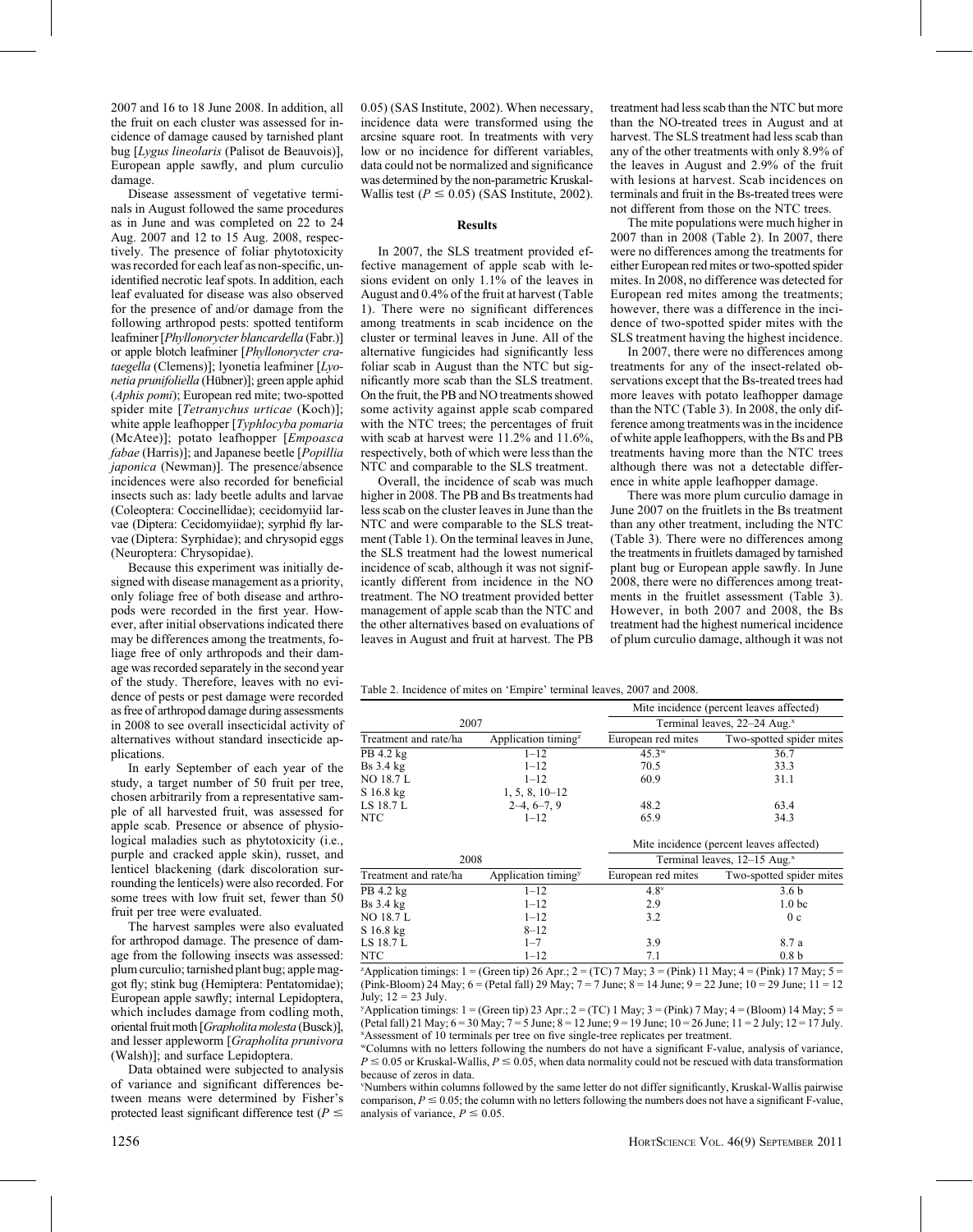2007 and 16 to 18 June 2008. In addition, all the fruit on each cluster was assessed for incidence of damage caused by tarnished plant bug [*Lygus lineolaris* (Palisot de Beauvois)], European apple sawfly, and plum curculio damage.

Disease assessment of vegetative terminals in August followed the same procedures as in June and was completed on 22 to 24 Aug. 2007 and 12 to 15 Aug. 2008, respectively. The presence of foliar phytotoxicity was recorded for each leaf as non-specific, unidentified necrotic leaf spots. In addition, each leaf evaluated for disease was also observed for the presence of and/or damage from the following arthropod pests: spotted tentiform leafminer [*Phyllonorycter blancardella* (Fabr.)] or apple blotch leafminer [*Phyllonorycter crataegella* (Clemens)]; lyonetia leafminer [*Lyonetia prunifoliella* (Hübner)]; green apple aphid (*Aphis pomi*); European red mite; two-spotted spider mite [*Tetranychus urticae* (Koch)]; white apple leafhopper [*Typhlocyba pomaria* (McAtee)]; potato leafhopper [*Empoasca fabae* (Harris)]; and Japanese beetle [*Popillia japonica* (Newman)]. The presence/absence incidences were also recorded for beneficial insects such as: lady beetle adults and larvae (Coleoptera: Coccinellidae); cecidomyiid larvae (Diptera: Cecidomyiidae); syrphid fly larvae (Diptera: Syrphidae); and chrysopid eggs (Neuroptera: Chrysopidae).

Because this experiment was initially designed with disease management as a priority, only foliage free of both disease and arthropods were recorded in the first year. However, after initial observations indicated there may be differences among the treatments, foliage free of only arthropods and their damage was recorded separately in the second year of the study. Therefore, leaves with no evidence of pests or pest damage were recorded as free of arthropod damage during assessments in 2008 to see overall insecticidal activity of alternatives without standard insecticide applications.

In early September of each year of the study, a target number of 50 fruit per tree, chosen arbitrarily from a representative sample of all harvested fruit, was assessed for apple scab. Presence or absence of physiological maladies such as phytotoxicity (i.e., purple and cracked apple skin), russet, and lenticel blackening (dark discoloration surrounding the lenticels) were also recorded. For some trees with low fruit set, fewer than 50 fruit per tree were evaluated.

The harvest samples were also evaluated for arthropod damage. The presence of damage from the following insects was assessed: plum curculio; tarnished plant bug; apple maggot fly; stink bug (Hemiptera: Pentatomidae); European apple sawfly; internal Lepidoptera, which includes damage from codling moth, oriental fruit moth [*Grapholita molesta* (Busck)], and lesser appleworm [*Grapholita prunivora* (Walsh)]; and surface Lepidoptera.

Data obtained were subjected to analysis of variance and significant differences between means were determined by Fisher's protected least significant difference test ($P \leq 0.05$) (SAS Institute, 2002). When necessary, incidence data were transformed using the arcsine square root. In treatments with very low or no incidence for different variables, data could not be normalized and significance was determined by the non-parametric Kruskal-Wallis test ($P \leq 0.05$) (SAS Institute, 2002).

## Results

In 2007, the SLS treatment provided effective management of apple scab with lesions evident on only 1.1% of the leaves in August and 0.4% of the fruit at harvest (Table 1). There were no significant differences among treatments in scab incidence on the cluster or terminal leaves in June. All of the alternative fungicides had significantly less foliar scab in August than the NTC but significantly more scab than the SLS treatment. On the fruit, the PB and NO treatments showed some activity against apple scab compared with the NTC trees; the percentages of fruit with scab at harvest were 11.2% and 11.6%, respectively, both of which were less than the NTC and comparable to the SLS treatment.

Overall, the incidence of scab was much higher in 2008. The PB and Bs treatments had less scab on the cluster leaves in June than the NTC and were comparable to the SLS treatment (Table 1). On the terminal leaves in June, the SLS treatment had the lowest numerical incidence of scab, although it was not significantly different from incidence in the NO treatment. The NO treatment provided better management of apple scab than the NTC and the other alternatives based on evaluations of leaves in August and fruit at harvest. The PB treatment had less scab than the NTC but more than the NO-treated trees in August and at harvest. The SLS treatment had less scab than any of the other treatments with only 8.9% of the leaves in August and 2.9% of the fruit with lesions at harvest. Scab incidences on terminals and fruit in the Bs-treated trees were not different from those on the NTC trees.

The mite populations were much higher in 2007 than in 2008 (Table 2). In 2007, there were no differences among the treatments for either European red mites or two-spotted spider mites. In 2008, no difference was detected for European red mites among the treatments; however, there was a difference in the incidence of two-spotted spider mites with the SLS treatment having the highest incidence.

In 2007, there were no differences among treatments for any of the insect-related observations except that the Bs-treated trees had more leaves with potato leafhopper damage than the NTC (Table 3). In 2008, the only difference among treatments was in the incidence of white apple leafhoppers, with the Bs and PB treatments having more than the NTC trees although there was not a detectable difference in white apple leafhopper damage.

There was more plum curculio damage in June 2007 on the fruitlets in the Bs treatment than any other treatment, including the NTC (Table 3). There were no differences among the treatments in fruitlets damaged by tarnished plant bug or European apple sawfly. In June 2008, there were no differences among treatments in the fruitlet assessment (Table 3). However, in both 2007 and 2008, the Bs treatment had the highest numerical incidence of plum curculio damage, although it was not

Table 2. Incidence of mites on 'Empire' terminal leaves, 2007 and 2008.

| 2007 | | Mite incidence (percent leaves affected) Terminal leaves, 22–24 Aug.[x] | |
|---|---|---|---|
| Treatment and rate/ha | Application timing[z] | European red mites | Two-spotted spider mites |
| PB 4.2 kg | 1–12 | 45.3[w] | 36.7 |
| Bs 3.4 kg | 1–12 | 70.5 | 33.3 |
| NO 18.7 L | 1–12 | 60.9 | 31.1 |
| S 16.8 kg | 1, 5, 8, 10–12 | | |
| LS 18.7 L | 2–4, 6–7, 9 | 48.2 | 63.4 |
| NTC | 1–12 | 65.9 | 34.3 |
| **2008** | | **Mite incidence (percent leaves affected) Terminal leaves, 12–15 Aug.[x]** | |
| Treatment and rate/ha | Application timing[y] | European red mites | Two-spotted spider mites |
| PB 4.2 kg | 1–12 | 4.8[v] | 3.6 b |
| Bs 3.4 kg | 1–12 | 2.9 | 1.0 bc |
| NO 18.7 L | 1–12 | 3.2 | 0 c |
| S 16.8 kg | 8–12 | | |
| LS 18.7 L | 1–7 | 3.9 | 8.7 a |
| NTC | 1–12 | 7.1 | 0.8 b |

[z]Application timings: 1 = (Green tip) 26 Apr.; 2 = (TC) 7 May; 3 = (Pink) 11 May; 4 = (Pink) 17 May; 5 = (Pink-Bloom) 24 May; 6 = (Petal fall) 29 May; 7 = 7 June; 8 = 14 June; 9 = 22 June; 10 = 29 June; 11 = 12 July; 12 = 23 July.

[y]Application timings: 1 = (Green tip) 23 Apr.; 2 = (TC) 1 May; 3 = (Pink) 7 May; 4 = (Bloom) 14 May; 5 = (Petal fall) 21 May; 6 = 30 May; 7 = 5 June; 8 = 12 June; 9 = 19 June; 10 = 26 June; 11 = 2 July; 12 = 17 July.

[x]Assessment of 10 terminals per tree on five single-tree replicates per treatment.

[w]Columns with no letters following the numbers do not have a significant F-value, analysis of variance, $P \leq 0.05$ or Kruskal-Wallis, $P \leq 0.05$, when data normality could not be rescued with data transformation because of zeros in data.

[v]Numbers within columns followed by the same letter do not differ significantly, Kruskal-Wallis pairwise comparison, $P \leq 0.05$; the column with no letters following the numbers does not have a significant F-value, analysis of variance, $P \leq 0.05$.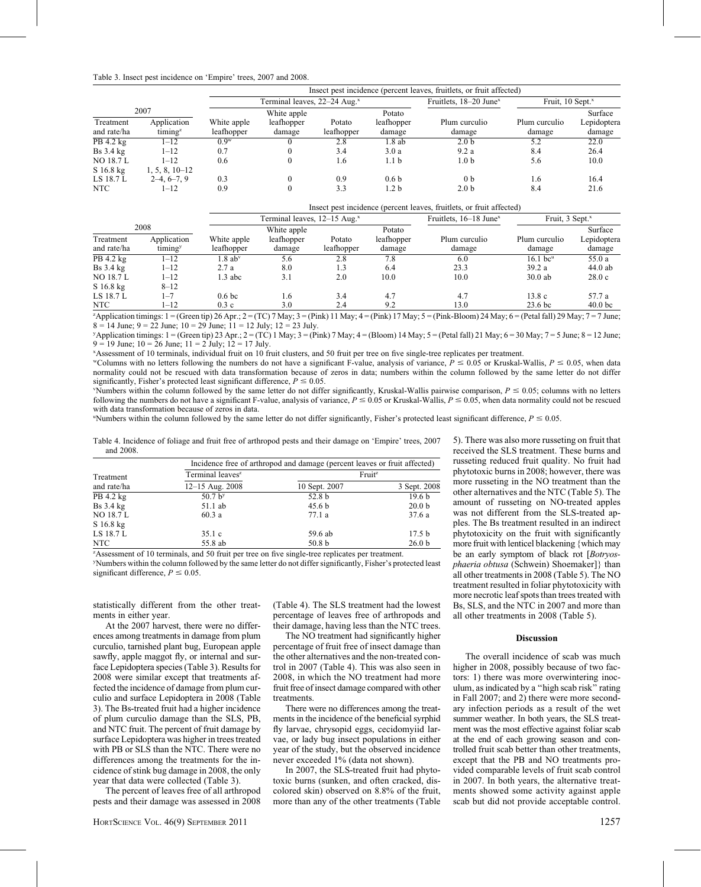Table 3. Insect pest incidence on 'Empire' trees, 2007 and 2008.

| 2007 | | Insect pest incidence (percent leaves, fruitlets, or fruit affected) | | | | | | |
|---|---|---|---|---|---|---|---|---|
| | | Terminal leaves, 22–24 Aug.[x] | | | | Fruitlets, 18–20 June[x] | Fruit, 10 Sept.[x] | |
| Treatment and rate/ha | Application timing[z] | White apple leafhopper | White apple leafhopper damage | Potato leafhopper | Potato leafhopper damage | Plum curculio damage | Plum curculio damage | Surface Lepidoptera damage |
| PB 4.2 kg | 1–12 | 0.9[w] | 0 | 2.8 | 1.8 ab | 2.0 b | 5.2 | 22.0 |
| Bs 3.4 kg | 1–12 | 0.7 | 0 | 3.4 | 3.0 a | 9.2 a | 8.4 | 26.4 |
| NO 18.7 L | 1–12 | 0.6 | 0 | 1.6 | 1.1 b | 1.0 b | 5.6 | 10.0 |
| S 16.8 kg | 1, 5, 8, 10–12 | | | | | | | |
| LS 18.7 L | 2–4, 6–7, 9 | 0.3 | 0 | 0.9 | 0.6 b | 0 b | 1.6 | 16.4 |
| NTC | 1–12 | 0.9 | 0 | 3.3 | 1.2 b | 2.0 b | 8.4 | 21.6 |

| 2008 | | Insect pest incidence (percent leaves, fruitlets, or fruit affected) | | | | | | |
|---|---|---|---|---|---|---|---|---|
| | | Terminal leaves, 12–15 Aug.[x] | | | | Fruitlets, 16–18 June[x] | Fruit, 3 Sept.[x] | |
| Treatment and rate/ha | Application timing[y] | White apple leafhopper | White apple leafhopper damage | Potato leafhopper | Potato leafhopper damage | Plum curculio damage | Plum curculio damage | Surface Lepidoptera damage |
| PB 4.2 kg | 1–12 | 1.8 ab[v] | 5.6 | 2.8 | 7.8 | 6.0 | 16.1 bc[u] | 55.0 a |
| Bs 3.4 kg | 1–12 | 2.7 a | 8.0 | 1.3 | 6.4 | 23.3 | 39.2 a | 44.0 ab |
| NO 18.7 L | 1–12 | 1.3 abc | 3.1 | 2.0 | 10.0 | 10.0 | 30.0 ab | 28.0 c |
| S 16.8 kg | 8–12 | | | | | | | |
| LS 18.7 L | 1–7 | 0.6 bc | 1.6 | 3.4 | 4.7 | 4.7 | 13.8 c | 57.7 a |
| NTC | 1–12 | 0.3 c | 3.0 | 2.4 | 9.2 | 13.0 | 23.6 bc | 40.0 bc |

[z]Application timings: 1 = (Green tip) 26 Apr.; 2 = (TC) 7 May; 3 = (Pink) 11 May; 4 = (Pink) 17 May; 5 = (Pink-Bloom) 24 May; 6 = (Petal fall) 29 May; 7 = 7 June; 8 = 14 June; 9 = 22 June; 10 = 29 June; 11 = 12 July; 12 = 23 July.

[y]Application timings: 1 = (Green tip) 23 Apr.; 2 = (TC) 1 May; 3 = (Pink) 7 May; 4 = (Bloom) 14 May; 5 = (Petal fall) 21 May; 6 = 30 May; 7 = 5 June; 8 = 12 June; 9 = 19 June; 10 = 26 June; 11 = 2 July; 12 = 17 July.

[x]Assessment of 10 terminals, individual fruit on 10 fruit clusters, and 50 fruit per tree on five single-tree replicates per treatment.

[w]Columns with no letters following the numbers do not have a significant F-value, analysis of variance, $P \leq 0.05$ or Kruskal-Wallis, $P \leq 0.05$, when data normality could not be rescued with data transformation because of zeros in data; numbers within the column followed by the same letter do not differ significantly, Fisher's protected least significant difference, $P \leq 0.05$.

[v]Numbers within the column followed by the same letter do not differ significantly, Kruskal-Wallis pairwise comparison, $P \leq 0.05$; columns with no letters following the numbers do not have a significant F-value, analysis of variance, $P \leq 0.05$ or Kruskal-Wallis, $P \leq 0.05$, when data normality could not be rescued with data transformation because of zeros in data.

[u]Numbers within the column followed by the same letter do not differ significantly, Fisher's protected least significant difference, $P \leq 0.05$.

Table 4. Incidence of foliage and fruit free of arthropod pests and their damage on 'Empire' trees, 2007 and 2008.

| Treatment and rate/ha | Incidence free of arthropod and damage (percent leaves or fruit affected) | | |
|---|---|---|---|
| | Terminal leaves[z] | Fruit[z] | |
| | 12–15 Aug. 2008 | 10 Sept. 2007 | 3 Sept. 2008 |
| PB 4.2 kg | 50.7 b[y] | 52.8 b | 19.6 b |
| Bs 3.4 kg | 51.1 ab | 45.6 b | 20.0 b |
| NO 18.7 L | 60.3 a | 77.1 a | 37.6 a |
| S 16.8 kg | | | |
| LS 18.7 L | 35.1 c | 59.6 ab | 17.5 b |
| NTC | 55.8 ab | 50.8 b | 26.0 b |

[z]Assessment of 10 terminals, and 50 fruit per tree on five single-tree replicates per treatment.

[y]Numbers within the column followed by the same letter do not differ significantly, Fisher's protected least significant difference, $P \leq 0.05$.

statistically different from the other treatments in either year.

At the 2007 harvest, there were no differences among treatments in damage from plum curculio, tarnished plant bug, European apple sawfly, apple maggot fly, or internal and surface Lepidoptera species (Table 3). Results for 2008 were similar except that treatments affected the incidence of damage from plum curculio and surface Lepidoptera in 2008 (Table 3). The Bs-treated fruit had a higher incidence of plum curculio damage than the SLS, PB, and NTC fruit. The percent of fruit damage by surface Lepidoptera was higher in trees treated with PB or SLS than the NTC. There were no differences among the treatments for the incidence of stink bug damage in 2008, the only year that data were collected (Table 3).

The percent of leaves free of all arthropod pests and their damage was assessed in 2008 (Table 4). The SLS treatment had the lowest percentage of leaves free of arthropods and their damage, having less than the NTC trees.

The NO treatment had significantly higher percentage of fruit free of insect damage than the other alternatives and the non-treated control in 2007 (Table 4). This was also seen in 2008, in which the NO treatment had more fruit free of insect damage compared with other treatments.

There were no differences among the treatments in the incidence of the beneficial syrphid fly larvae, chrysopid eggs, cecidomyiid larvae, or lady bug insect populations in either year of the study, but the observed incidence never exceeded 1% (data not shown).

In 2007, the SLS-treated fruit had phytotoxic burns (sunken, and often cracked, discolored skin) observed on 8.8% of the fruit, more than any of the other treatments (Table 5). There was also more russeting on fruit that received the SLS treatment. These burns and russeting reduced fruit quality. No fruit had phytotoxic burns in 2008; however, there was more russeting in the NO treatment than the other alternatives and the NTC (Table 5). The amount of russeting on NO-treated apples was not different from the SLS-treated apples. The Bs treatment resulted in an indirect phytotoxicity on the fruit with significantly more fruit with lenticel blackening {which may be an early symptom of black rot [*Botryosphaeria obtusa* (Schwein) Shoemaker]} than all other treatments in 2008 (Table 5). The NO treatment resulted in foliar phytotoxicity with more necrotic leaf spots than trees treated with Bs, SLS, and the NTC in 2007 and more than all other treatments in 2008 (Table 5).

## Discussion

The overall incidence of scab was much higher in 2008, possibly because of two factors: 1) there was more overwintering inoculum, as indicated by a "high scab risk" rating in Fall 2007; and 2) there were more secondary infection periods as a result of the wet summer weather. In both years, the SLS treatment was the most effective against foliar scab at the end of each growing season and controlled fruit scab better than other treatments, except that the PB and NO treatments provided comparable levels of fruit scab control in 2007. In both years, the alternative treatments showed some activity against apple scab but did not provide acceptable control.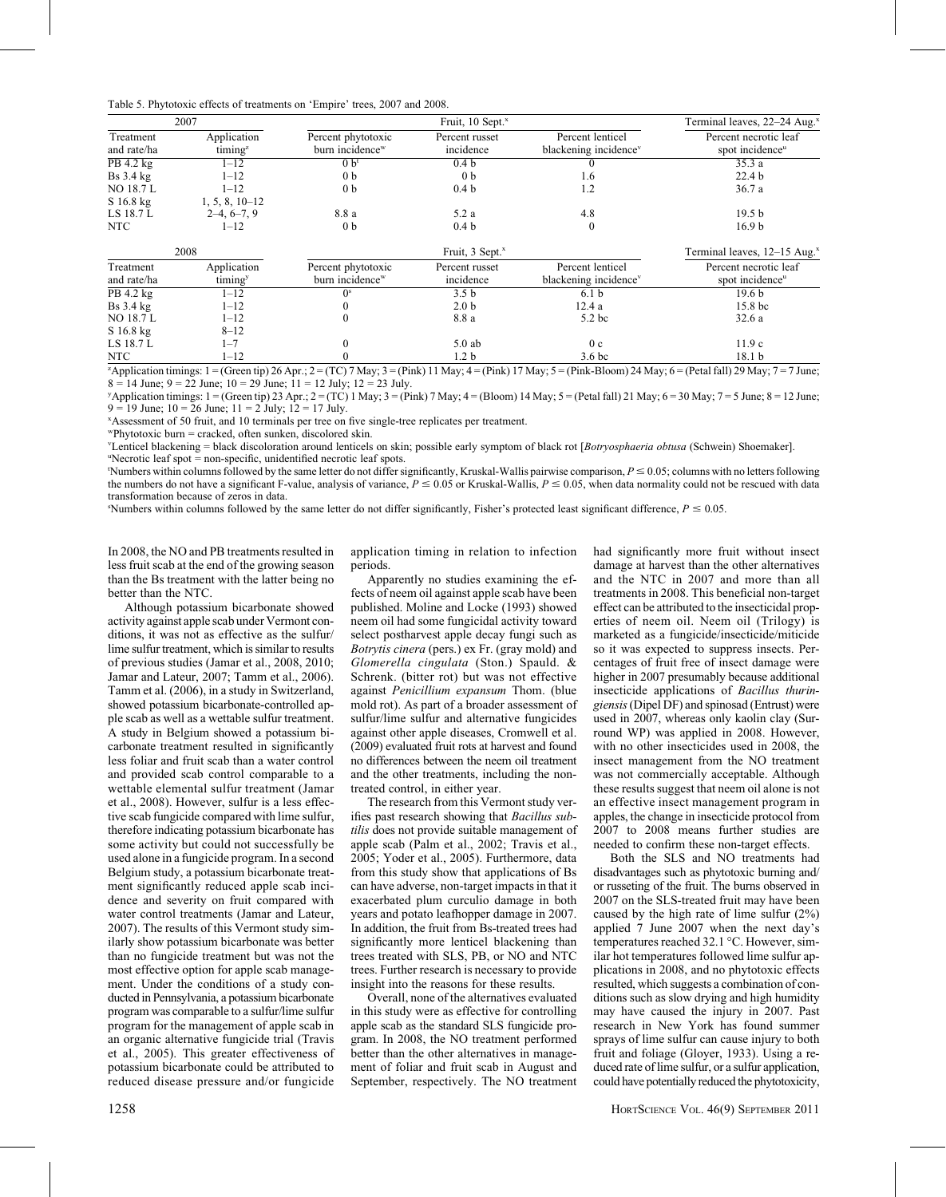Table 5. Phytotoxic effects of treatments on 'Empire' trees, 2007 and 2008.

| 2007 | | Fruit, 10 Sept.[x] | | | Terminal leaves, 22–24 Aug.[x] |
|---|---|---|---|---|---|
| Treatment and rate/ha | Application timing[z] | Percent phytotoxic burn incidence[w] | Percent russet incidence | Percent lenticel blackening incidence[v] | Percent necrotic leaf spot incidence[u] |
| PB 4.2 kg | 1–12 | 0 b[t] | 0.4 b | 0 | 35.3 a |
| Bs 3.4 kg | 1–12 | 0 b | 0 b | 1.6 | 22.4 b |
| NO 18.7 L | 1–12 | 0 b | 0.4 b | 1.2 | 36.7 a |
| S 16.8 kg | 1, 5, 8, 10–12 | | | | |
| LS 18.7 L | 2–4, 6–7, 9 | 8.8 a | 5.2 a | 4.8 | 19.5 b |
| NTC | 1–12 | 0 b | 0.4 b | 0 | 16.9 b |

| 2008 | | Fruit, 3 Sept.[x] | | | Terminal leaves, 12–15 Aug.[x] |
|---|---|---|---|---|---|
| Treatment and rate/ha | Application timing[y] | Percent phytotoxic burn incidence[w] | Percent russet incidence | Percent lenticel blackening incidence[v] | Percent necrotic leaf spot incidence[u] |
| PB 4.2 kg | 1–12 | 0[s] | 3.5 b | 6.1 b | 19.6 b |
| Bs 3.4 kg | 1–12 | 0 | 2.0 b | 12.4 a | 15.8 bc |
| NO 18.7 L | 1–12 | 0 | 8.8 a | 5.2 bc | 32.6 a |
| S 16.8 kg | 8–12 | | | | |
| LS 18.7 L | 1–7 | 0 | 5.0 ab | 0 c | 11.9 c |
| NTC | 1–12 | 0 | 1.2 b | 3.6 bc | 18.1 b |

[z]Application timings: 1 = (Green tip) 26 Apr.; 2 = (TC) 7 May; 3 = (Pink) 11 May; 4 = (Pink) 17 May; 5 = (Pink-Bloom) 24 May; 6 = (Petal fall) 29 May; 7 = 7 June; 8 = 14 June; 9 = 22 June; 10 = 29 June; 11 = 12 July; 12 = 23 July.

[y]Application timings: 1 = (Green tip) 23 Apr.; 2 = (TC) 1 May; 3 = (Pink) 7 May; 4 = (Bloom) 14 May; 5 = (Petal fall) 21 May; 6 = 30 May; 7 = 5 June; 8 = 12 June; 9 = 19 June; 10 = 26 June; 11 = 2 July; 12 = 17 July.

[x]Assessment of 50 fruit, and 10 terminals per tree on five single-tree replicates per treatment.

[w]Phytotoxic burn = cracked, often sunken, discolored skin.

[v]Lenticel blackening = black discoloration around lenticels on skin; possible early symptom of black rot [*Botryosphaeria obtusa* (Schwein) Shoemaker].

[u]Necrotic leaf spot = non-specific, unidentified necrotic leaf spots.

[t]Numbers within columns followed by the same letter do not differ significantly, Kruskal-Wallis pairwise comparison, $P \leq 0.05$; columns with no letters following the numbers do not have a significant F-value, analysis of variance, $P \leq 0.05$ or Kruskal-Wallis, $P \leq 0.05$, when data normality could not be rescued with data transformation because of zeros in data.

[s]Numbers within columns followed by the same letter do not differ significantly, Fisher's protected least significant difference, $P \leq 0.05$.

In 2008, the NO and PB treatments resulted in less fruit scab at the end of the growing season than the Bs treatment with the latter being no better than the NTC.

Although potassium bicarbonate showed activity against apple scab under Vermont conditions, it was not as effective as the sulfur/lime sulfur treatment, which is similar to results of previous studies (Jamar et al., 2008, 2010; Jamar and Lateur, 2007; Tamm et al., 2006). Tamm et al. (2006), in a study in Switzerland, showed potassium bicarbonate-controlled apple scab as well as a wettable sulfur treatment. A study in Belgium showed a potassium bicarbonate treatment resulted in significantly less foliar and fruit scab than a water control and provided scab control comparable to a wettable elemental sulfur treatment (Jamar et al., 2008). However, sulfur is a less effective scab fungicide compared with lime sulfur, therefore indicating potassium bicarbonate has some activity but could not successfully be used alone in a fungicide program. In a second Belgium study, a potassium bicarbonate treatment significantly reduced apple scab incidence and severity on fruit compared with water control treatments (Jamar and Lateur, 2007). The results of this Vermont study similarly show potassium bicarbonate was better than no fungicide treatment but was not the most effective option for apple scab management. Under the conditions of a study conducted in Pennsylvania, a potassium bicarbonate program was comparable to a sulfur/lime sulfur program for the management of apple scab in an organic alternative fungicide trial (Travis et al., 2005). This greater effectiveness of potassium bicarbonate could be attributed to reduced disease pressure and/or fungicide application timing in relation to infection periods.

Apparently no studies examining the effects of neem oil against apple scab have been published. Moline and Locke (1993) showed neem oil had some fungicidal activity toward select postharvest apple decay fungi such as *Botrytis cinera* (pers.) ex Fr. (gray mold) and *Glomerella cingulata* (Ston.) Spauld. & Schrenk. (bitter rot) but was not effective against *Penicillium expansum* Thom. (blue mold rot). As part of a broader assessment of sulfur/lime sulfur and alternative fungicides against other apple diseases, Cromwell et al. (2009) evaluated fruit rots at harvest and found no differences between the neem oil treatment and the other treatments, including the nontreated control, in either year.

The research from this Vermont study verifies past research showing that *Bacillus subtilis* does not provide suitable management of apple scab (Palm et al., 2002; Travis et al., 2005; Yoder et al., 2005). Furthermore, data from this study show that applications of Bs can have adverse, non-target impacts in that it exacerbated plum curculio damage in both years and potato leafhopper damage in 2007. In addition, the fruit from Bs-treated trees had significantly more lenticel blackening than trees treated with SLS, PB, or NO and NTC trees. Further research is necessary to provide insight into the reasons for these results.

Overall, none of the alternatives evaluated in this study were as effective for controlling apple scab as the standard SLS fungicide program. In 2008, the NO treatment performed better than the other alternatives in management of foliar and fruit scab in August and September, respectively. The NO treatment had significantly more fruit without insect damage at harvest than the other alternatives and the NTC in 2007 and more than all treatments in 2008. This beneficial non-target effect can be attributed to the insecticidal properties of neem oil. Neem oil (Trilogy) is marketed as a fungicide/insecticide/miticide so it was expected to suppress insects. Percentages of fruit free of insect damage were higher in 2007 presumably because additional insecticide applications of *Bacillus thuringiensis* (Dipel DF) and spinosad (Entrust) were used in 2007, whereas only kaolin clay (Surround WP) was applied in 2008. However, with no other insecticides used in 2008, the insect management from the NO treatment was not commercially acceptable. Although these results suggest that neem oil alone is not an effective insect management program in apples, the change in insecticide protocol from 2007 to 2008 means further studies are needed to confirm these non-target effects.

Both the SLS and NO treatments had disadvantages such as phytotoxic burning and/or russeting of the fruit. The burns observed in 2007 on the SLS-treated fruit may have been caused by the high rate of lime sulfur (2%) applied 7 June 2007 when the next day's temperatures reached 32.1 °C. However, similar hot temperatures followed lime sulfur applications in 2008, and no phytotoxic effects resulted, which suggests a combination of conditions such as slow drying and high humidity may have caused the injury in 2007. Past research in New York has found summer sprays of lime sulfur can cause injury to both fruit and foliage (Gloyer, 1933). Using a reduced rate of lime sulfur, or a sulfur application, could have potentially reduced the phytotoxicity,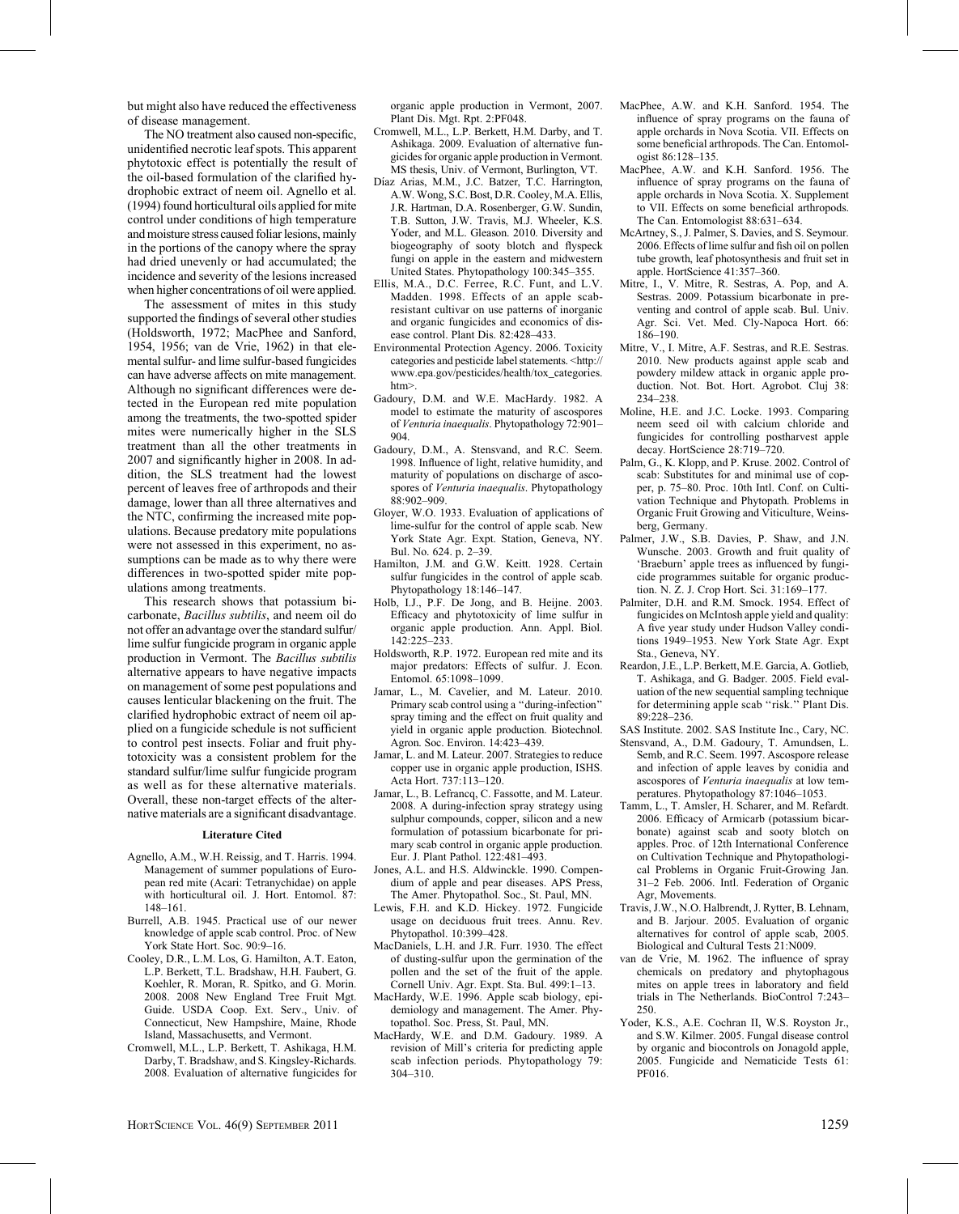but might also have reduced the effectiveness of disease management.

The NO treatment also caused non-specific, unidentified necrotic leaf spots. This apparent phytotoxic effect is potentially the result of the oil-based formulation of the clarified hydrophobic extract of neem oil. Agnello et al. (1994) found horticultural oils applied for mite control under conditions of high temperature and moisture stress caused foliar lesions, mainly in the portions of the canopy where the spray had dried unevenly or had accumulated; the incidence and severity of the lesions increased when higher concentrations of oil were applied.

The assessment of mites in this study supported the findings of several other studies (Holdsworth, 1972; MacPhee and Sanford, 1954, 1956; van de Vrie, 1962) in that elemental sulfur- and lime sulfur-based fungicides can have adverse affects on mite management. Although no significant differences were detected in the European red mite population among the treatments, the two-spotted spider mites were numerically higher in the SLS treatment than all the other treatments in 2007 and significantly higher in 2008. In addition, the SLS treatment had the lowest percent of leaves free of arthropods and their damage, lower than all three alternatives and the NTC, confirming the increased mite populations. Because predatory mite populations were not assessed in this experiment, no assumptions can be made as to why there were differences in two-spotted spider mite populations among treatments.

This research shows that potassium bicarbonate, *Bacillus subtilis*, and neem oil do not offer an advantage over the standard sulfur/lime sulfur fungicide program in organic apple production in Vermont. The *Bacillus subtilis* alternative appears to have negative impacts on management of some pest populations and causes lenticular blackening on the fruit. The clarified hydrophobic extract of neem oil applied on a fungicide schedule is not sufficient to control pest insects. Foliar and fruit phytotoxicity was a consistent problem for the standard sulfur/lime sulfur fungicide program as well as for these alternative materials. Overall, these non-target effects of the alternative materials are a significant disadvantage.

## Literature Cited

Agnello, A.M., W.H. Reissig, and T. Harris. 1994. Management of summer populations of European red mite (Acari: Tetranychidae) on apple with horticultural oil. J. Hort. Entomol. 87: 148–161.

Burrell, A.B. 1945. Practical use of our newer knowledge of apple scab control. Proc. of New York State Hort. Soc. 90:9–16.

Cooley, D.R., L.M. Los, G. Hamilton, A.T. Eaton, L.P. Berkett, T.L. Bradshaw, H.H. Faubert, G. Koehler, R. Moran, R. Spitko, and G. Morin. 2008. 2008 New England Tree Fruit Mgt. Guide. USDA Coop. Ext. Serv., Univ. of Connecticut, New Hampshire, Maine, Rhode Island, Massachusetts, and Vermont.

Cromwell, M.L., L.P. Berkett, T. Ashikaga, H.M. Darby, T. Bradshaw, and S. Kingsley-Richards. 2008. Evaluation of alternative fungicides for organic apple production in Vermont, 2007. Plant Dis. Mgt. Rpt. 2:PF048.

Cromwell, M.L., L.P. Berkett, H.M. Darby, and T. Ashikaga. 2009. Evaluation of alternative fungicides for organic apple production in Vermont. MS thesis, Univ. of Vermont, Burlington, VT.

Díaz Arias, M.M., J.C. Batzer, T.C. Harrington, A.W. Wong, S.C. Bost, D.R. Cooley, M.A. Ellis, J.R. Hartman, D.A. Rosenberger, G.W. Sundin, T.B. Sutton, J.W. Travis, M.J. Wheeler, K.S. Yoder, and M.L. Gleason. 2010. Diversity and biogeography of sooty blotch and flyspeck fungi on apple in the eastern and midwestern United States. Phytopathology 100:345–355.

Ellis, M.A., D.C. Ferree, R.C. Funt, and L.V. Madden. 1998. Effects of an apple scab-resistant cultivar on use patterns of inorganic and organic fungicides and economics of disease control. Plant Dis. 82:428–433.

Environmental Protection Agency. 2006. Toxicity categories and pesticide label statements. <http://www.epa.gov/pesticides/health/tox_categories.htm>.

Gadoury, D.M. and W.E. MacHardy. 1982. A model to estimate the maturity of ascospores of *Venturia inaequalis*. Phytopathology 72:901–904.

Gadoury, D.M., A. Stensvand, and R.C. Seem. 1998. Influence of light, relative humidity, and maturity of populations on discharge of ascospores of *Venturia inaequalis*. Phytopathology 88:902–909.

Gloyer, W.O. 1933. Evaluation of applications of lime-sulfur for the control of apple scab. New York State Agr. Expt. Station, Geneva, NY. Bul. No. 624. p. 2–39.

Hamilton, J.M. and G.W. Keitt. 1928. Certain sulfur fungicides in the control of apple scab. Phytopathology 18:146–147.

Holb, I.J., P.F. De Jong, and B. Heijne. 2003. Efficacy and phytotoxicity of lime sulfur in organic apple production. Ann. Appl. Biol. 142:225–233.

Holdsworth, R.P. 1972. European red mite and its major predators: Effects of sulfur. J. Econ. Entomol. 65:1098–1099.

Jamar, L., M. Cavelier, and M. Lateur. 2010. Primary scab control using a ''during-infection'' spray timing and the effect on fruit quality and yield in organic apple production. Biotechnol. Agron. Soc. Environ. 14:423–439.

Jamar, L. and M. Lateur. 2007. Strategies to reduce copper use in organic apple production, ISHS. Acta Hort. 737:113–120.

Jamar, L., B. Lefrancq, C. Fassotte, and M. Lateur. 2008. A during-infection spray strategy using sulphur compounds, copper, silicon and a new formulation of potassium bicarbonate for primary scab control in organic apple production. Eur. J. Plant Pathol. 122:481–493.

Jones, A.L. and H.S. Aldwinckle. 1990. Compendium of apple and pear diseases. APS Press, The Amer. Phytopathol. Soc., St. Paul, MN.

Lewis, F.H. and K.D. Hickey. 1972. Fungicide usage on deciduous fruit trees. Annu. Rev. Phytopathol. 10:399–428.

MacDaniels, L.H. and J.R. Furr. 1930. The effect of dusting-sulfur upon the germination of the pollen and the set of the fruit of the apple. Cornell Univ. Agr. Expt. Sta. Bul. 499:1–13.

MacHardy, W.E. 1996. Apple scab biology, epidemiology and management. The Amer. Phytopathol. Soc. Press, St. Paul, MN.

MacHardy, W.E. and D.M. Gadoury. 1989. A revision of Mill's criteria for predicting apple scab infection periods. Phytopathology 79: 304–310.

MacPhee, A.W. and K.H. Sanford. 1954. The influence of spray programs on the fauna of apple orchards in Nova Scotia. VII. Effects on some beneficial arthropods. The Can. Entomologist 86:128–135.

MacPhee, A.W. and K.H. Sanford. 1956. The influence of spray programs on the fauna of apple orchards in Nova Scotia. X. Supplement to VII. Effects on some beneficial arthropods. The Can. Entomologist 88:631–634.

McArtney, S., J. Palmer, S. Davies, and S. Seymour. 2006. Effects of lime sulfur and fish oil on pollen tube growth, leaf photosynthesis and fruit set in apple. HortScience 41:357–360.

Mitre, I., V. Mitre, R. Sestras, A. Pop, and A. Sestras. 2009. Potassium bicarbonate in preventing and control of apple scab. Bul. Univ. Agr. Sci. Vet. Med. Cly-Napoca Hort. 66: 186–190.

Mitre, V., I. Mitre, A.F. Sestras, and R.E. Sestras. 2010. New products against apple scab and powdery mildew attack in organic apple production. Not. Bot. Hort. Agrobot. Cluj 38: 234–238.

Moline, H.E. and J.C. Locke. 1993. Comparing neem seed oil with calcium chloride and fungicides for controlling postharvest apple decay. HortScience 28:719–720.

Palm, G., K. Klopp, and P. Kruse. 2002. Control of scab: Substitutes for and minimal use of copper, p. 75–80. Proc. 10th Intl. Conf. on Cultivation Technique and Phytopath. Problems in Organic Fruit Growing and Viticulture, Weinsberg, Germany.

Palmer, J.W., S.B. Davies, P. Shaw, and J.N. Wunsche. 2003. Growth and fruit quality of 'Braeburn' apple trees as influenced by fungicide programmes suitable for organic production. N. Z. J. Crop Hort. Sci. 31:169–177.

Palmiter, D.H. and R.M. Smock. 1954. Effect of fungicides on McIntosh apple yield and quality: A five year study under Hudson Valley conditions 1949–1953. New York State Agr. Expt Sta., Geneva, NY.

Reardon, J.E., L.P. Berkett, M.E. Garcia, A. Gotlieb, T. Ashikaga, and G. Badger. 2005. Field evaluation of the new sequential sampling technique for determining apple scab ''risk.'' Plant Dis. 89:228–236.

SAS Institute. 2002. SAS Institute Inc., Cary, NC.

Stensvand, A., D.M. Gadoury, T. Amundsen, L. Semb, and R.C. Seem. 1997. Ascospore release and infection of apple leaves by conidia and ascospores of *Venturia inaequalis* at low temperatures. Phytopathology 87:1046–1053.

Tamm, L., T. Amsler, H. Scharer, and M. Refardt. 2006. Efficacy of Armicarb (potassium bicarbonate) against scab and sooty blotch on apples. Proc. of 12th International Conference on Cultivation Technique and Phytopathological Problems in Organic Fruit-Growing Jan. 31–2 Feb. 2006. Intl. Federation of Organic Agr, Movements.

Travis, J.W., N.O. Halbrendt, J. Rytter, B. Lehnam, and B. Jarjour. 2005. Evaluation of organic alternatives for control of apple scab, 2005. Biological and Cultural Tests 21:N009.

van de Vrie, M. 1962. The influence of spray chemicals on predatory and phytophagous mites on apple trees in laboratory and field trials in The Netherlands. BioControl 7:243–250.

Yoder, K.S., A.E. Cochran II, W.S. Royston Jr., and S.W. Kilmer. 2005. Fungal disease control by organic and biocontrols on Jonagold apple, 2005. Fungicide and Nematicide Tests 61: PF016.